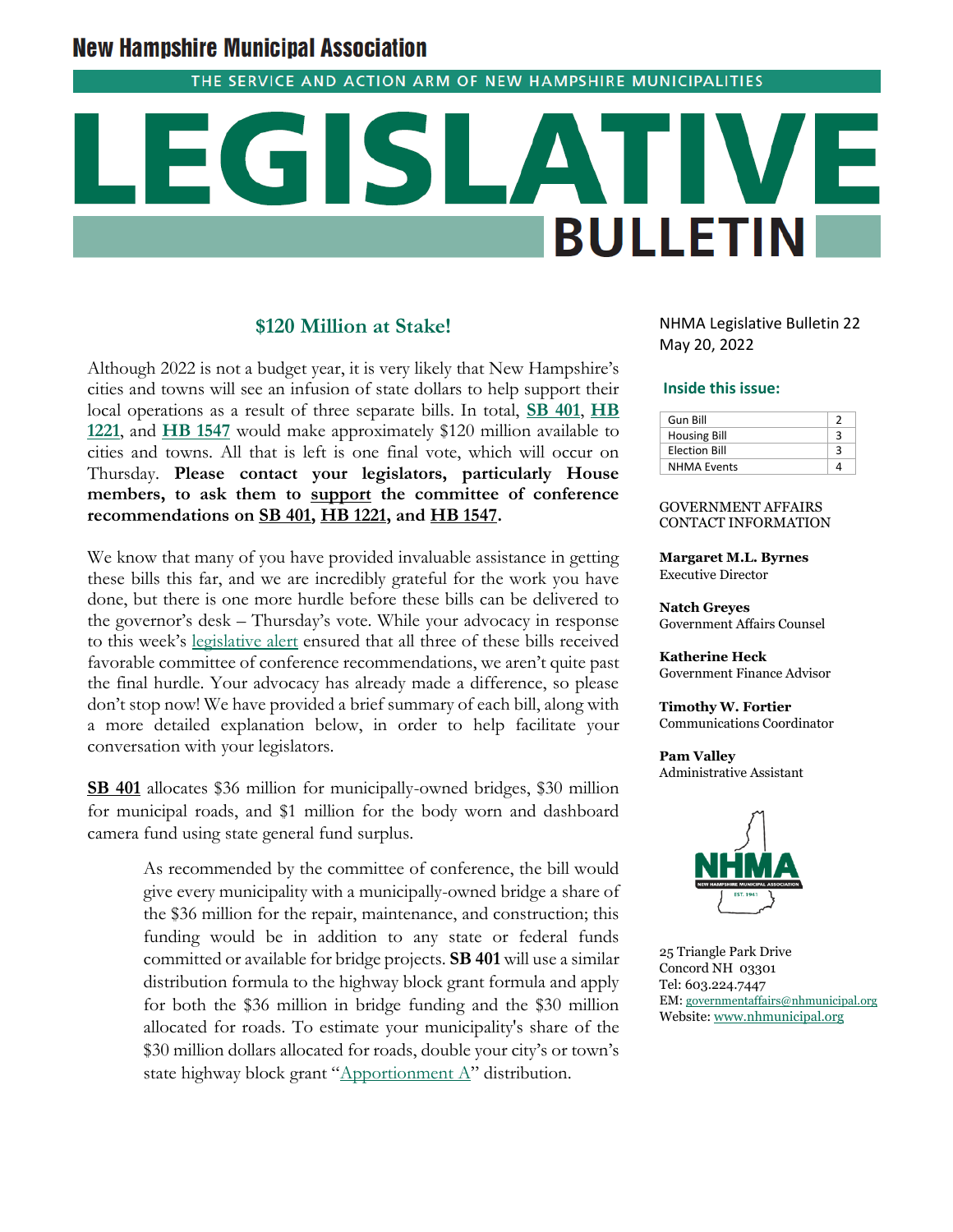# New Hampshire Municipal Association

THE SERVICE AND ACTION ARM OF NEW HAMPSHIRE MUNICIPALITIES

# LEGISLATIVE BULLETIN

NHMA Legislative Bulletin 22
May 20, 2022

**Inside this issue:**

| | |
|---|---|
| Gun Bill | 2 |
| Housing Bill | 3 |
| Election Bill | 3 |
| NHMA Events | 4 |

GOVERNMENT AFFAIRS CONTACT INFORMATION

**Margaret M.L. Byrnes**
Executive Director

**Natch Greyes**
Government Affairs Counsel

**Katherine Heck**
Government Finance Advisor

**Timothy W. Fortier**
Communications Coordinator

**Pam Valley**
Administrative Assistant

25 Triangle Park Drive
Concord NH 03301
Tel: 603.224.7447
EM: governmentaffairs@nhmunicipal.org
Website: www.nhmunicipal.org

## $120 Million at Stake!

Although 2022 is not a budget year, it is very likely that New Hampshire's cities and towns will see an infusion of state dollars to help support their local operations as a result of three separate bills. In total, **SB 401**, **HB 1221**, and **HB 1547** would make approximately $120 million available to cities and towns. All that is left is one final vote, which will occur on Thursday. **Please contact your legislators, particularly House members, to ask them to support the committee of conference recommendations on SB 401, HB 1221, and HB 1547.**

We know that many of you have provided invaluable assistance in getting these bills this far, and we are incredibly grateful for the work you have done, but there is one more hurdle before these bills can be delivered to the governor's desk – Thursday's vote. While your advocacy in response to this week's legislative alert ensured that all three of these bills received favorable committee of conference recommendations, we aren't quite past the final hurdle. Your advocacy has already made a difference, so please don't stop now! We have provided a brief summary of each bill, along with a more detailed explanation below, in order to help facilitate your conversation with your legislators.

**SB 401** allocates $36 million for municipally-owned bridges, $30 million for municipal roads, and $1 million for the body worn and dashboard camera fund using state general fund surplus.

> As recommended by the committee of conference, the bill would give every municipality with a municipally-owned bridge a share of the $36 million for the repair, maintenance, and construction; this funding would be in addition to any state or federal funds committed or available for bridge projects. **SB 401** will use a similar distribution formula to the highway block grant formula and apply for both the $36 million in bridge funding and the $30 million allocated for roads. To estimate your municipality's share of the $30 million dollars allocated for roads, double your city's or town's state highway block grant "Apportionment A" distribution.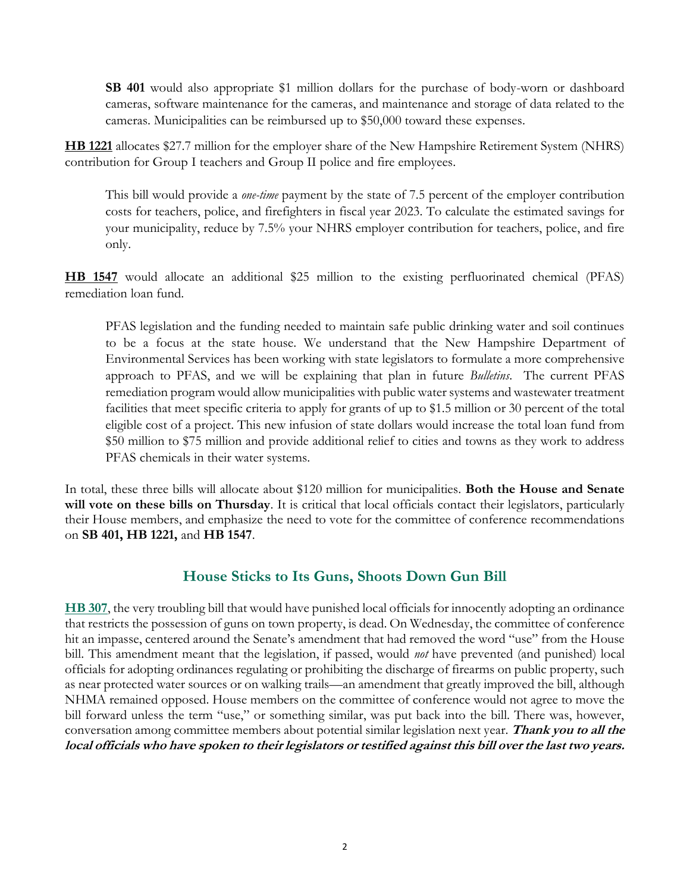**SB 401** would also appropriate $1 million dollars for the purchase of body-worn or dashboard cameras, software maintenance for the cameras, and maintenance and storage of data related to the cameras. Municipalities can be reimbursed up to $50,000 toward these expenses.

**HB 1221** allocates $27.7 million for the employer share of the New Hampshire Retirement System (NHRS) contribution for Group I teachers and Group II police and fire employees.

This bill would provide a *one-time* payment by the state of 7.5 percent of the employer contribution costs for teachers, police, and firefighters in fiscal year 2023. To calculate the estimated savings for your municipality, reduce by 7.5% your NHRS employer contribution for teachers, police, and fire only.

**HB 1547** would allocate an additional $25 million to the existing perfluorinated chemical (PFAS) remediation loan fund.

PFAS legislation and the funding needed to maintain safe public drinking water and soil continues to be a focus at the state house. We understand that the New Hampshire Department of Environmental Services has been working with state legislators to formulate a more comprehensive approach to PFAS, and we will be explaining that plan in future *Bulletins*. The current PFAS remediation program would allow municipalities with public water systems and wastewater treatment facilities that meet specific criteria to apply for grants of up to $1.5 million or 30 percent of the total eligible cost of a project. This new infusion of state dollars would increase the total loan fund from $50 million to $75 million and provide additional relief to cities and towns as they work to address PFAS chemicals in their water systems.

In total, these three bills will allocate about $120 million for municipalities. **Both the House and Senate will vote on these bills on Thursday**. It is critical that local officials contact their legislators, particularly their House members, and emphasize the need to vote for the committee of conference recommendations on **SB 401, HB 1221,** and **HB 1547**.

## House Sticks to Its Guns, Shoots Down Gun Bill

**HB 307**, the very troubling bill that would have punished local officials for innocently adopting an ordinance that restricts the possession of guns on town property, is dead. On Wednesday, the committee of conference hit an impasse, centered around the Senate's amendment that had removed the word "use" from the House bill. This amendment meant that the legislation, if passed, would *not* have prevented (and punished) local officials for adopting ordinances regulating or prohibiting the discharge of firearms on public property, such as near protected water sources or on walking trails—an amendment that greatly improved the bill, although NHMA remained opposed. House members on the committee of conference would not agree to move the bill forward unless the term "use," or something similar, was put back into the bill. There was, however, conversation among committee members about potential similar legislation next year. ***Thank you to all the local officials who have spoken to their legislators or testified against this bill over the last two years.***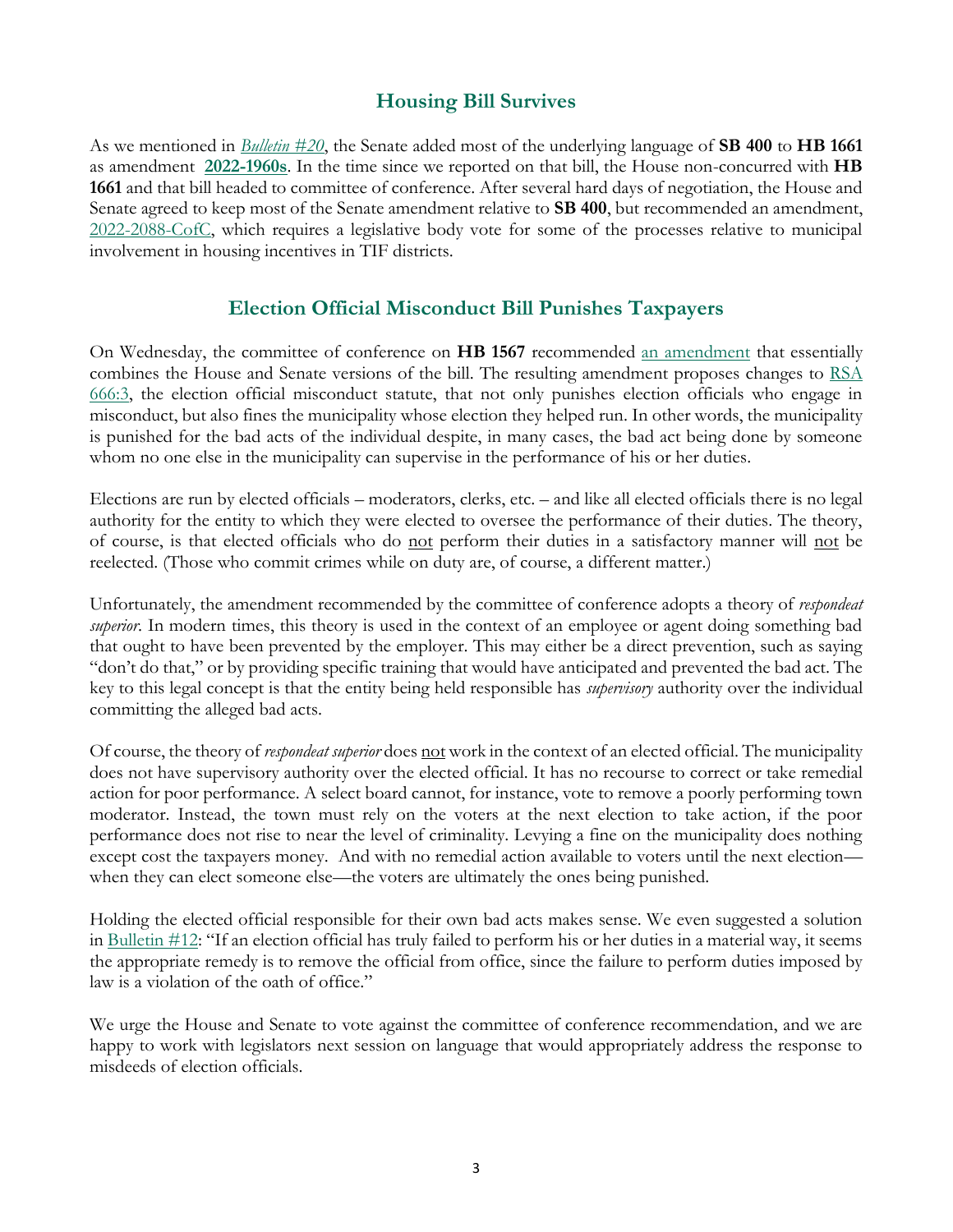## Housing Bill Survives

As we mentioned in *Bulletin #20*, the Senate added most of the underlying language of **SB 400** to **HB 1661** as amendment **2022-1960s**. In the time since we reported on that bill, the House non-concurred with **HB 1661** and that bill headed to committee of conference. After several hard days of negotiation, the House and Senate agreed to keep most of the Senate amendment relative to **SB 400**, but recommended an amendment, 2022-2088-CofC, which requires a legislative body vote for some of the processes relative to municipal involvement in housing incentives in TIF districts.

## Election Official Misconduct Bill Punishes Taxpayers

On Wednesday, the committee of conference on **HB 1567** recommended an amendment that essentially combines the House and Senate versions of the bill. The resulting amendment proposes changes to RSA 666:3, the election official misconduct statute, that not only punishes election officials who engage in misconduct, but also fines the municipality whose election they helped run. In other words, the municipality is punished for the bad acts of the individual despite, in many cases, the bad act being done by someone whom no one else in the municipality can supervise in the performance of his or her duties.

Elections are run by elected officials – moderators, clerks, etc. – and like all elected officials there is no legal authority for the entity to which they were elected to oversee the performance of their duties. The theory, of course, is that elected officials who do not perform their duties in a satisfactory manner will not be reelected. (Those who commit crimes while on duty are, of course, a different matter.)

Unfortunately, the amendment recommended by the committee of conference adopts a theory of *respondeat superior*. In modern times, this theory is used in the context of an employee or agent doing something bad that ought to have been prevented by the employer. This may either be a direct prevention, such as saying "don't do that," or by providing specific training that would have anticipated and prevented the bad act. The key to this legal concept is that the entity being held responsible has *supervisory* authority over the individual committing the alleged bad acts.

Of course, the theory of *respondeat superior* does not work in the context of an elected official. The municipality does not have supervisory authority over the elected official. It has no recourse to correct or take remedial action for poor performance. A select board cannot, for instance, vote to remove a poorly performing town moderator. Instead, the town must rely on the voters at the next election to take action, if the poor performance does not rise to near the level of criminality. Levying a fine on the municipality does nothing except cost the taxpayers money. And with no remedial action available to voters until the next election—when they can elect someone else—the voters are ultimately the ones being punished.

Holding the elected official responsible for their own bad acts makes sense. We even suggested a solution in Bulletin #12: "If an election official has truly failed to perform his or her duties in a material way, it seems the appropriate remedy is to remove the official from office, since the failure to perform duties imposed by law is a violation of the oath of office."

We urge the House and Senate to vote against the committee of conference recommendation, and we are happy to work with legislators next session on language that would appropriately address the response to misdeeds of election officials.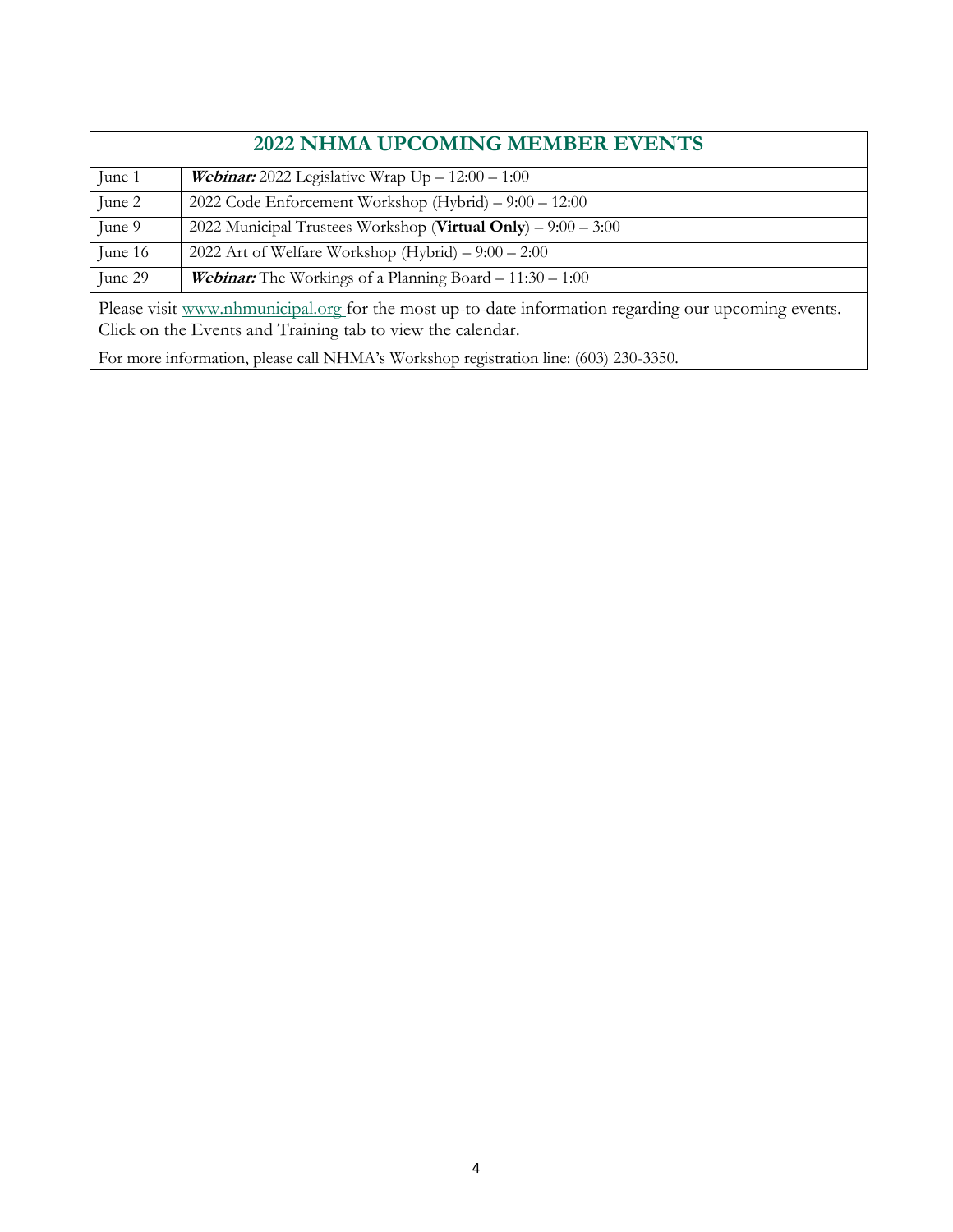## 2022 NHMA UPCOMING MEMBER EVENTS

| | |
|---|---|
| June 1 | ***Webinar:*** 2022 Legislative Wrap Up – 12:00 – 1:00 |
| June 2 | 2022 Code Enforcement Workshop (Hybrid) – 9:00 – 12:00 |
| June 9 | 2022 Municipal Trustees Workshop (**Virtual Only**) – 9:00 – 3:00 |
| June 16 | 2022 Art of Welfare Workshop (Hybrid) – 9:00 – 2:00 |
| June 29 | ***Webinar:*** The Workings of a Planning Board – 11:30 – 1:00 |

Please visit www.nhmunicipal.org for the most up-to-date information regarding our upcoming events. Click on the Events and Training tab to view the calendar.

For more information, please call NHMA's Workshop registration line: (603) 230-3350.